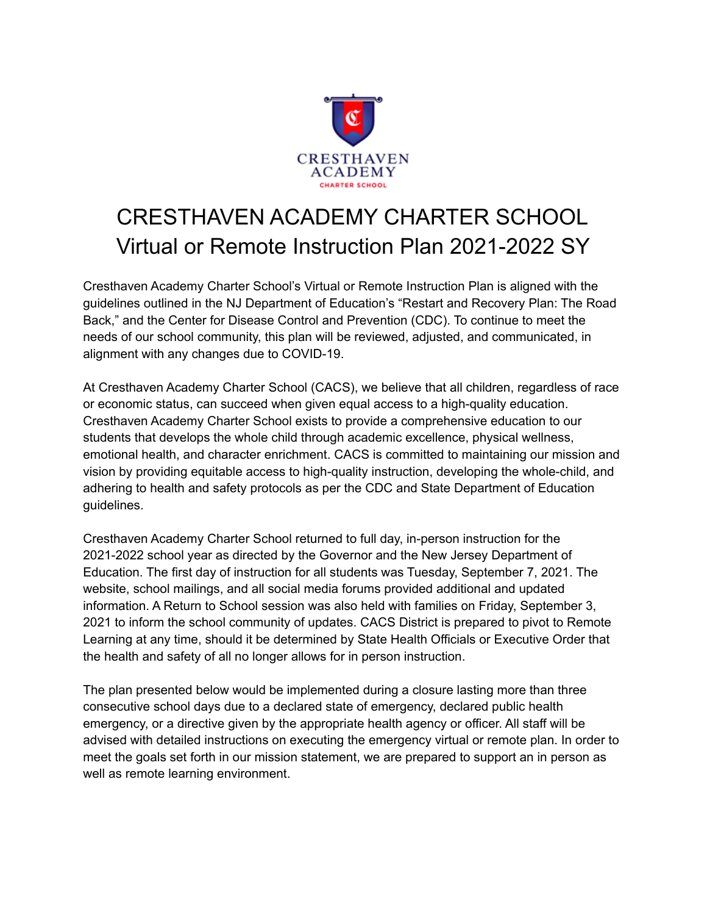CRESTHAVEN ACADEMY
CHARTER SCHOOL

# CRESTHAVEN ACADEMY CHARTER SCHOOL
## Virtual or Remote Instruction Plan 2021-2022 SY

Cresthaven Academy Charter School's Virtual or Remote Instruction Plan is aligned with the guidelines outlined in the NJ Department of Education's "Restart and Recovery Plan: The Road Back," and the Center for Disease Control and Prevention (CDC). To continue to meet the needs of our school community, this plan will be reviewed, adjusted, and communicated, in alignment with any changes due to COVID-19.

At Cresthaven Academy Charter School (CACS), we believe that all children, regardless of race or economic status, can succeed when given equal access to a high-quality education. Cresthaven Academy Charter School exists to provide a comprehensive education to our students that develops the whole child through academic excellence, physical wellness, emotional health, and character enrichment. CACS is committed to maintaining our mission and vision by providing equitable access to high-quality instruction, developing the whole-child, and adhering to health and safety protocols as per the CDC and State Department of Education guidelines.

Cresthaven Academy Charter School returned to full day, in-person instruction for the 2021-2022 school year as directed by the Governor and the New Jersey Department of Education. The first day of instruction for all students was Tuesday, September 7, 2021. The website, school mailings, and all social media forums provided additional and updated information. A Return to School session was also held with families on Friday, September 3, 2021 to inform the school community of updates. CACS District is prepared to pivot to Remote Learning at any time, should it be determined by State Health Officials or Executive Order that the health and safety of all no longer allows for in person instruction.

The plan presented below would be implemented during a closure lasting more than three consecutive school days due to a declared state of emergency, declared public health emergency, or a directive given by the appropriate health agency or officer. All staff will be advised with detailed instructions on executing the emergency virtual or remote plan. In order to meet the goals set forth in our mission statement, we are prepared to support an in person as well as remote learning environment.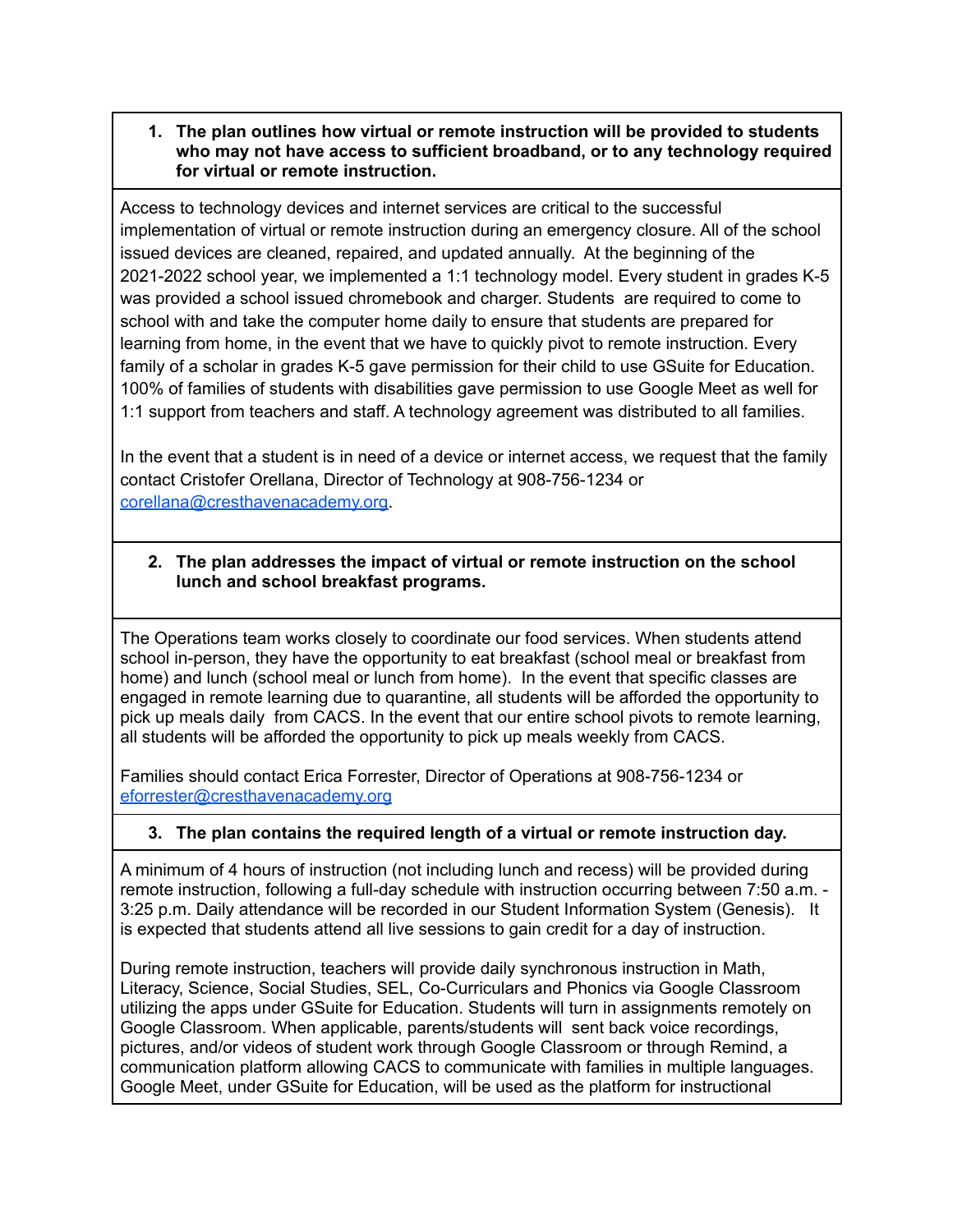**1. The plan outlines how virtual or remote instruction will be provided to students who may not have access to sufficient broadband, or to any technology required for virtual or remote instruction.**

Access to technology devices and internet services are critical to the successful implementation of virtual or remote instruction during an emergency closure. All of the school issued devices are cleaned, repaired, and updated annually. At the beginning of the 2021-2022 school year, we implemented a 1:1 technology model. Every student in grades K-5 was provided a school issued chromebook and charger. Students are required to come to school with and take the computer home daily to ensure that students are prepared for learning from home, in the event that we have to quickly pivot to remote instruction. Every family of a scholar in grades K-5 gave permission for their child to use GSuite for Education. 100% of families of students with disabilities gave permission to use Google Meet as well for 1:1 support from teachers and staff. A technology agreement was distributed to all families.

In the event that a student is in need of a device or internet access, we request that the family contact Cristofer Orellana, Director of Technology at 908-756-1234 or corellana@cresthavenacademy.org.

**2. The plan addresses the impact of virtual or remote instruction on the school lunch and school breakfast programs.**

The Operations team works closely to coordinate our food services. When students attend school in-person, they have the opportunity to eat breakfast (school meal or breakfast from home) and lunch (school meal or lunch from home). In the event that specific classes are engaged in remote learning due to quarantine, all students will be afforded the opportunity to pick up meals daily from CACS. In the event that our entire school pivots to remote learning, all students will be afforded the opportunity to pick up meals weekly from CACS.

Families should contact Erica Forrester, Director of Operations at 908-756-1234 or eforrester@cresthavenacademy.org

**3. The plan contains the required length of a virtual or remote instruction day.**

A minimum of 4 hours of instruction (not including lunch and recess) will be provided during remote instruction, following a full-day schedule with instruction occurring between 7:50 a.m. - 3:25 p.m. Daily attendance will be recorded in our Student Information System (Genesis). It is expected that students attend all live sessions to gain credit for a day of instruction.

During remote instruction, teachers will provide daily synchronous instruction in Math, Literacy, Science, Social Studies, SEL, Co-Curriculars and Phonics via Google Classroom utilizing the apps under GSuite for Education. Students will turn in assignments remotely on Google Classroom. When applicable, parents/students will sent back voice recordings, pictures, and/or videos of student work through Google Classroom or through Remind, a communication platform allowing CACS to communicate with families in multiple languages. Google Meet, under GSuite for Education, will be used as the platform for instructional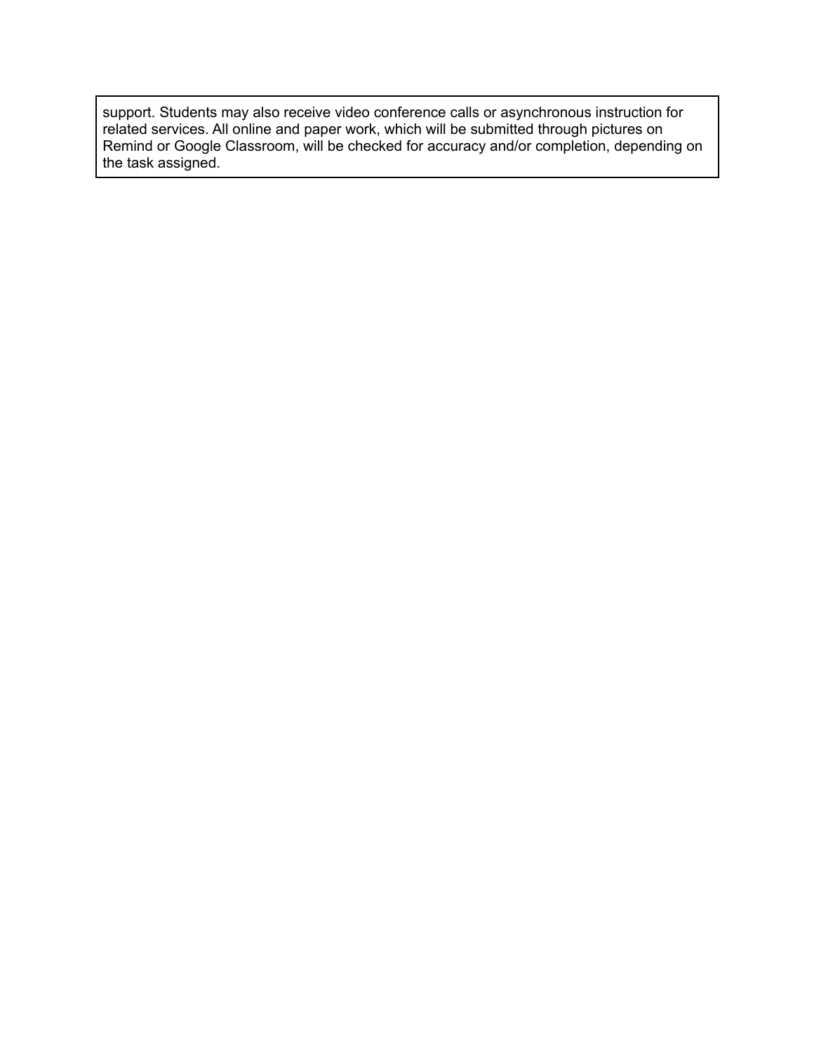support. Students may also receive video conference calls or asynchronous instruction for related services. All online and paper work, which will be submitted through pictures on Remind or Google Classroom, will be checked for accuracy and/or completion, depending on the task assigned.